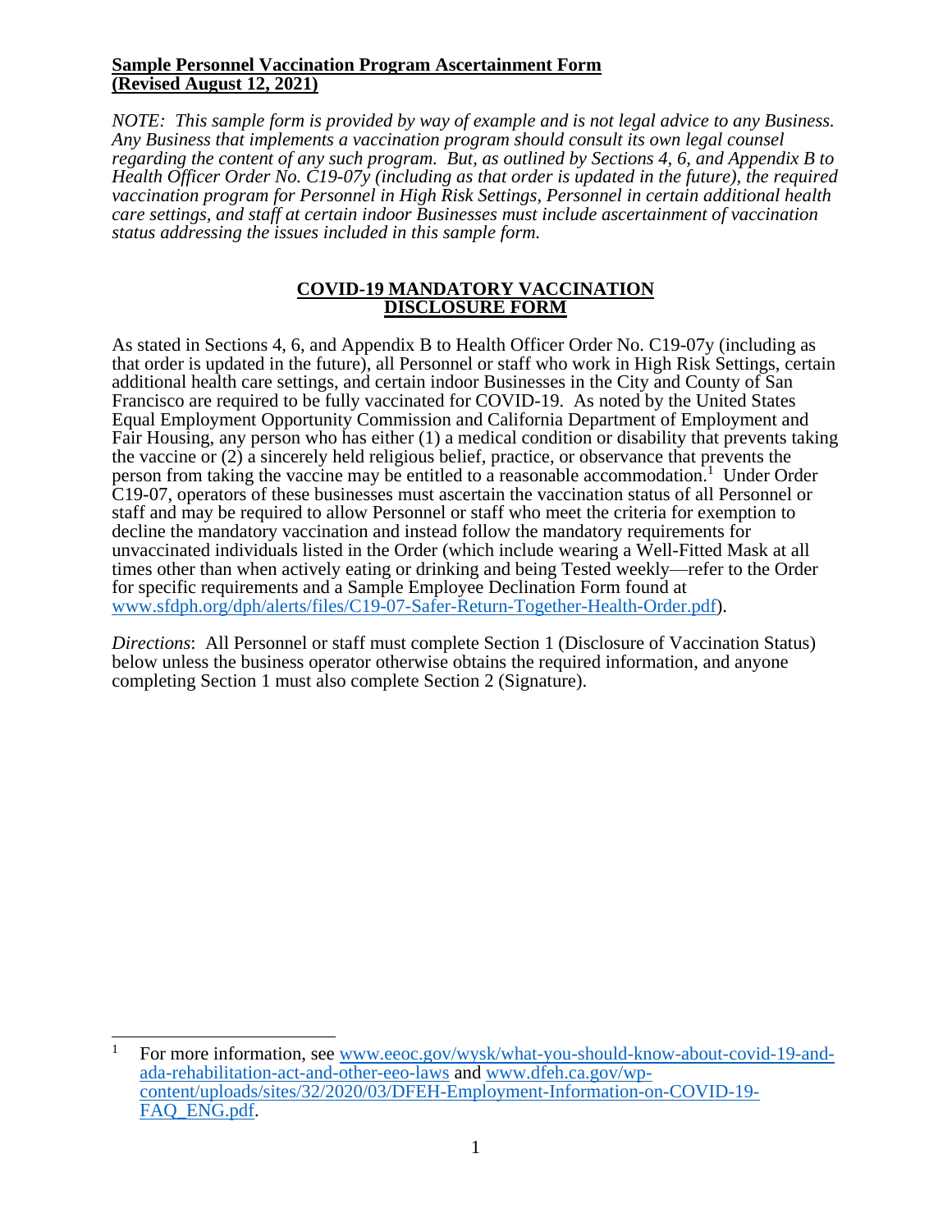**Sample Personnel Vaccination Program Ascertainment Form**
**(Revised August 12, 2021)**

*NOTE: This sample form is provided by way of example and is not legal advice to any Business. Any Business that implements a vaccination program should consult its own legal counsel regarding the content of any such program. But, as outlined by Sections 4, 6, and Appendix B to Health Officer Order No. C19-07y (including as that order is updated in the future), the required vaccination program for Personnel in High Risk Settings, Personnel in certain additional health care settings, and staff at certain indoor Businesses must include ascertainment of vaccination status addressing the issues included in this sample form.*

# COVID-19 MANDATORY VACCINATION DISCLOSURE FORM

As stated in Sections 4, 6, and Appendix B to Health Officer Order No. C19-07y (including as that order is updated in the future), all Personnel or staff who work in High Risk Settings, certain additional health care settings, and certain indoor Businesses in the City and County of San Francisco are required to be fully vaccinated for COVID-19. As noted by the United States Equal Employment Opportunity Commission and California Department of Employment and Fair Housing, any person who has either (1) a medical condition or disability that prevents taking the vaccine or (2) a sincerely held religious belief, practice, or observance that prevents the person from taking the vaccine may be entitled to a reasonable accommodation.[1] Under Order C19-07, operators of these businesses must ascertain the vaccination status of all Personnel or staff and may be required to allow Personnel or staff who meet the criteria for exemption to decline the mandatory vaccination and instead follow the mandatory requirements for unvaccinated individuals listed in the Order (which include wearing a Well-Fitted Mask at all times other than when actively eating or drinking and being Tested weekly—refer to the Order for specific requirements and a Sample Employee Declination Form found at www.sfdph.org/dph/alerts/files/C19-07-Safer-Return-Together-Health-Order.pdf).

*Directions*: All Personnel or staff must complete Section 1 (Disclosure of Vaccination Status) below unless the business operator otherwise obtains the required information, and anyone completing Section 1 must also complete Section 2 (Signature).

[1] For more information, see www.eeoc.gov/wysk/what-you-should-know-about-covid-19-and-ada-rehabilitation-act-and-other-eeo-laws and www.dfeh.ca.gov/wp-content/uploads/sites/32/2020/03/DFEH-Employment-Information-on-COVID-19-FAQ_ENG.pdf.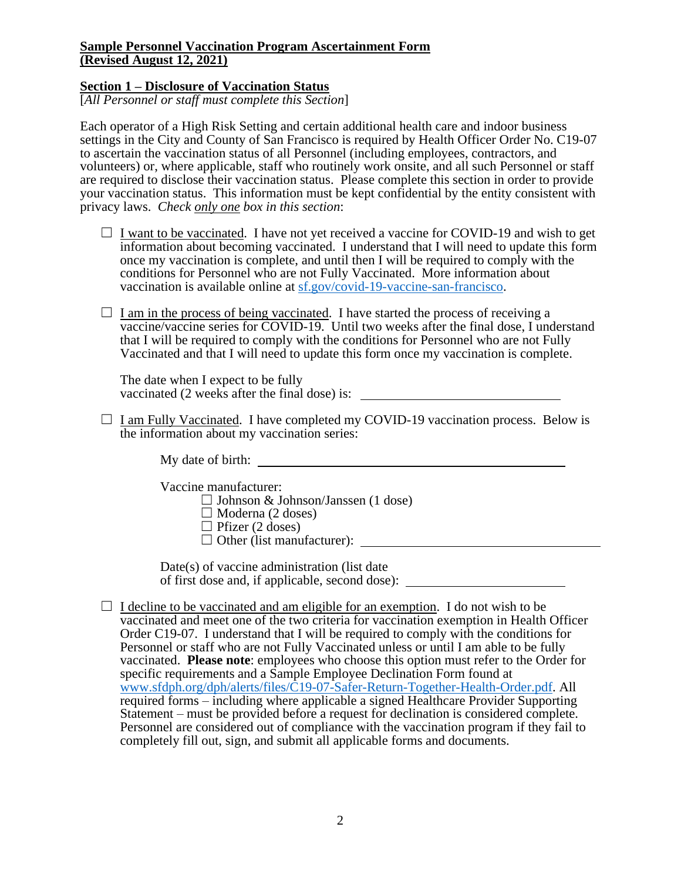**Sample Personnel Vaccination Program Ascertainment Form**
**(Revised August 12, 2021)**

**Section 1 – Disclosure of Vaccination Status**
[*All Personnel or staff must complete this Section*]

Each operator of a High Risk Setting and certain additional health care and indoor business settings in the City and County of San Francisco is required by Health Officer Order No. C19-07 to ascertain the vaccination status of all Personnel (including employees, contractors, and volunteers) or, where applicable, staff who routinely work onsite, and all such Personnel or staff are required to disclose their vaccination status. Please complete this section in order to provide your vaccination status. This information must be kept confidential by the entity consistent with privacy laws. *Check only one box in this section*:

☐ I want to be vaccinated. I have not yet received a vaccine for COVID-19 and wish to get information about becoming vaccinated. I understand that I will need to update this form once my vaccination is complete, and until then I will be required to comply with the conditions for Personnel who are not Fully Vaccinated. More information about vaccination is available online at [sf.gov/covid-19-vaccine-san-francisco](sf.gov/covid-19-vaccine-san-francisco).

☐ I am in the process of being vaccinated. I have started the process of receiving a vaccine/vaccine series for COVID-19. Until two weeks after the final dose, I understand that I will be required to comply with the conditions for Personnel who are not Fully Vaccinated and that I will need to update this form once my vaccination is complete.

The date when I expect to be fully vaccinated (2 weeks after the final dose) is: ____________________

☐ I am Fully Vaccinated. I have completed my COVID-19 vaccination process. Below is the information about my vaccination series:

My date of birth: ____________________

Vaccine manufacturer:
☐ Johnson & Johnson/Janssen (1 dose)
☐ Moderna (2 doses)
☐ Pfizer (2 doses)
☐ Other (list manufacturer): ____________________

Date(s) of vaccine administration (list date of first dose and, if applicable, second dose): ____________________

☐ I decline to be vaccinated and am eligible for an exemption. I do not wish to be vaccinated and meet one of the two criteria for vaccination exemption in Health Officer Order C19-07. I understand that I will be required to comply with the conditions for Personnel or staff who are not Fully Vaccinated unless or until I am able to be fully vaccinated. **Please note**: employees who choose this option must refer to the Order for specific requirements and a Sample Employee Declination Form found at [www.sfdph.org/dph/alerts/files/C19-07-Safer-Return-Together-Health-Order.pdf](www.sfdph.org/dph/alerts/files/C19-07-Safer-Return-Together-Health-Order.pdf). All required forms – including where applicable a signed Healthcare Provider Supporting Statement – must be provided before a request for declination is considered complete. Personnel are considered out of compliance with the vaccination program if they fail to completely fill out, sign, and submit all applicable forms and documents.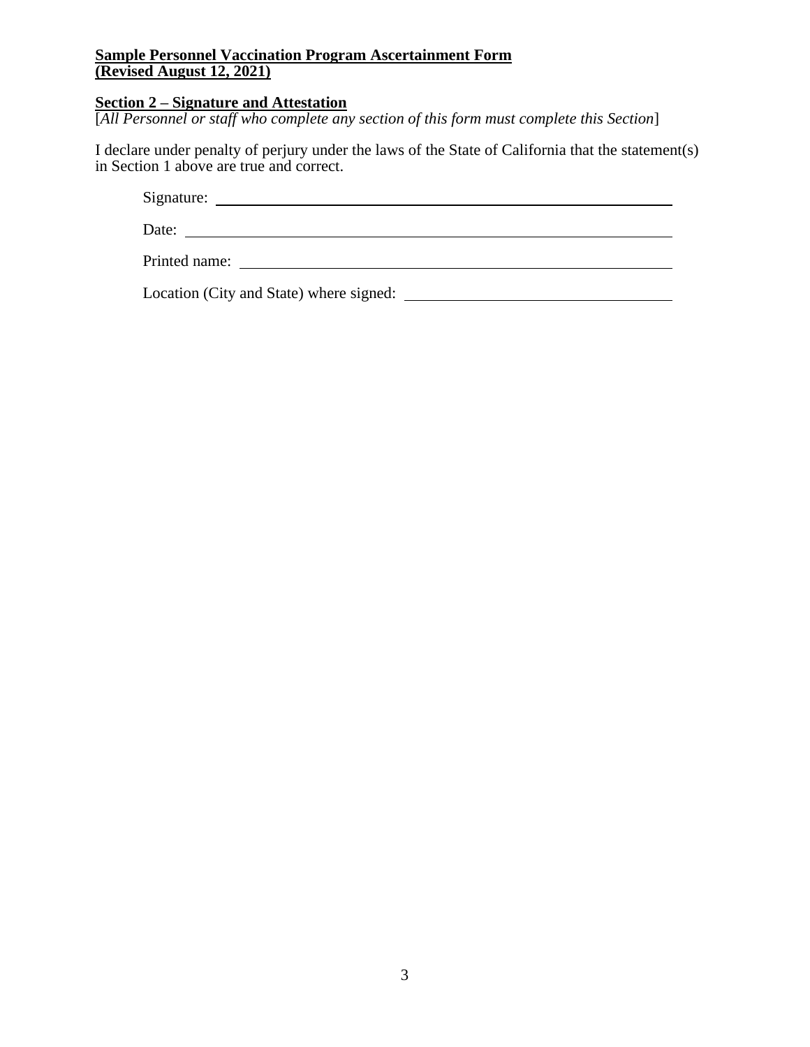**Sample Personnel Vaccination Program Ascertainment Form**
**(Revised August 12, 2021)**

## Section 2 – Signature and Attestation

[*All Personnel or staff who complete any section of this form must complete this Section*]

I declare under penalty of perjury under the laws of the State of California that the statement(s) in Section 1 above are true and correct.

Signature: ______________________________________________

Date: __________________________________________________

Printed name: ___________________________________________

Location (City and State) where signed: __________________________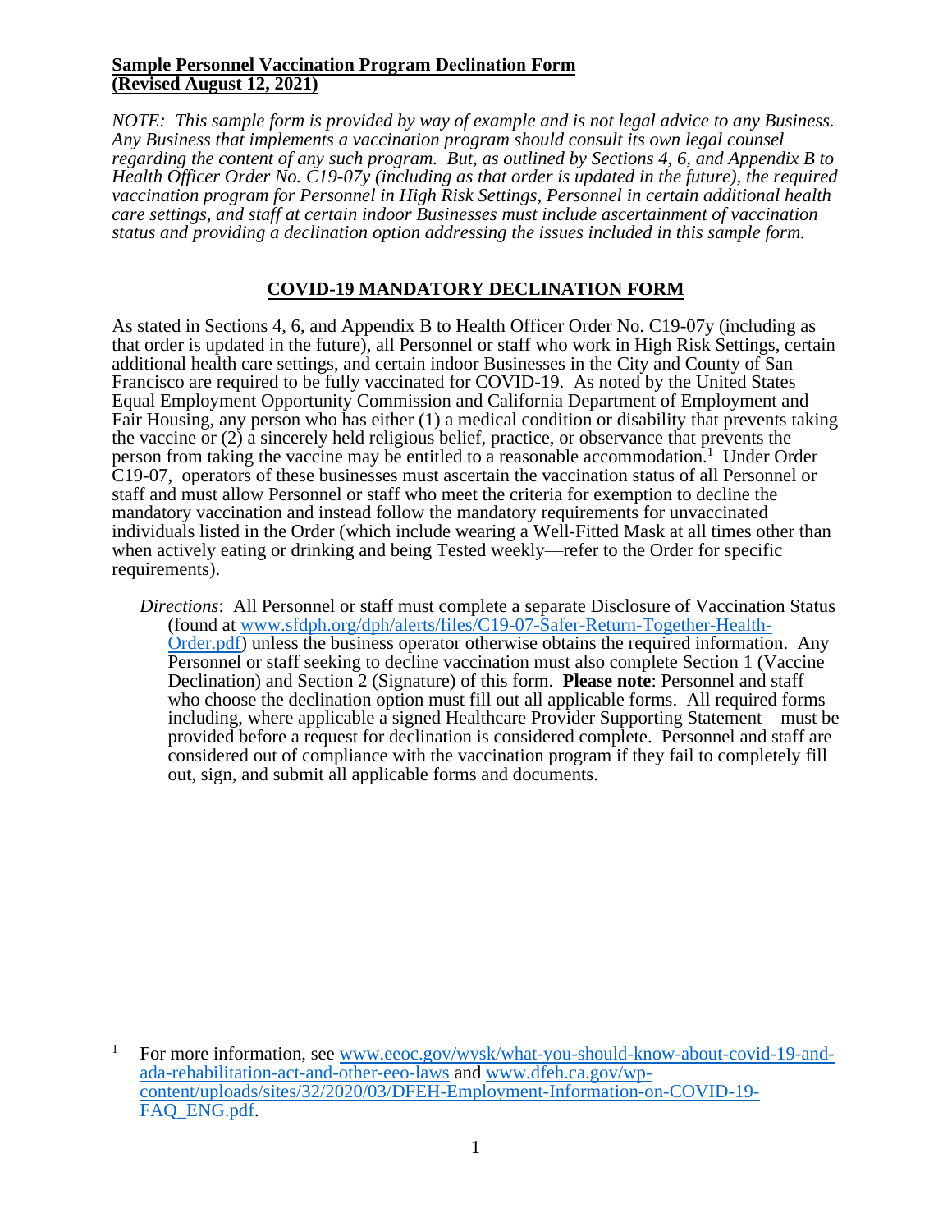**Sample Personnel Vaccination Program Declination Form**
**(Revised August 12, 2021)**

*NOTE: This sample form is provided by way of example and is not legal advice to any Business. Any Business that implements a vaccination program should consult its own legal counsel regarding the content of any such program. But, as outlined by Sections 4, 6, and Appendix B to Health Officer Order No. C19-07y (including as that order is updated in the future), the required vaccination program for Personnel in High Risk Settings, Personnel in certain additional health care settings, and staff at certain indoor Businesses must include ascertainment of vaccination status and providing a declination option addressing the issues included in this sample form.*

## COVID-19 MANDATORY DECLINATION FORM

As stated in Sections 4, 6, and Appendix B to Health Officer Order No. C19-07y (including as that order is updated in the future), all Personnel or staff who work in High Risk Settings, certain additional health care settings, and certain indoor Businesses in the City and County of San Francisco are required to be fully vaccinated for COVID-19. As noted by the United States Equal Employment Opportunity Commission and California Department of Employment and Fair Housing, any person who has either (1) a medical condition or disability that prevents taking the vaccine or (2) a sincerely held religious belief, practice, or observance that prevents the person from taking the vaccine may be entitled to a reasonable accommodation.[1] Under Order C19-07, operators of these businesses must ascertain the vaccination status of all Personnel or staff and must allow Personnel or staff who meet the criteria for exemption to decline the mandatory vaccination and instead follow the mandatory requirements for unvaccinated individuals listed in the Order (which include wearing a Well-Fitted Mask at all times other than when actively eating or drinking and being Tested weekly—refer to the Order for specific requirements).

*Directions*: All Personnel or staff must complete a separate Disclosure of Vaccination Status (found at www.sfdph.org/dph/alerts/files/C19-07-Safer-Return-Together-Health-Order.pdf) unless the business operator otherwise obtains the required information. Any Personnel or staff seeking to decline vaccination must also complete Section 1 (Vaccine Declination) and Section 2 (Signature) of this form. **Please note**: Personnel and staff who choose the declination option must fill out all applicable forms. All required forms – including, where applicable a signed Healthcare Provider Supporting Statement – must be provided before a request for declination is considered complete. Personnel and staff are considered out of compliance with the vaccination program if they fail to completely fill out, sign, and submit all applicable forms and documents.

---

[1] For more information, see www.eeoc.gov/wysk/what-you-should-know-about-covid-19-and-ada-rehabilitation-act-and-other-eeo-laws and www.dfeh.ca.gov/wp-content/uploads/sites/32/2020/03/DFEH-Employment-Information-on-COVID-19-FAQ_ENG.pdf.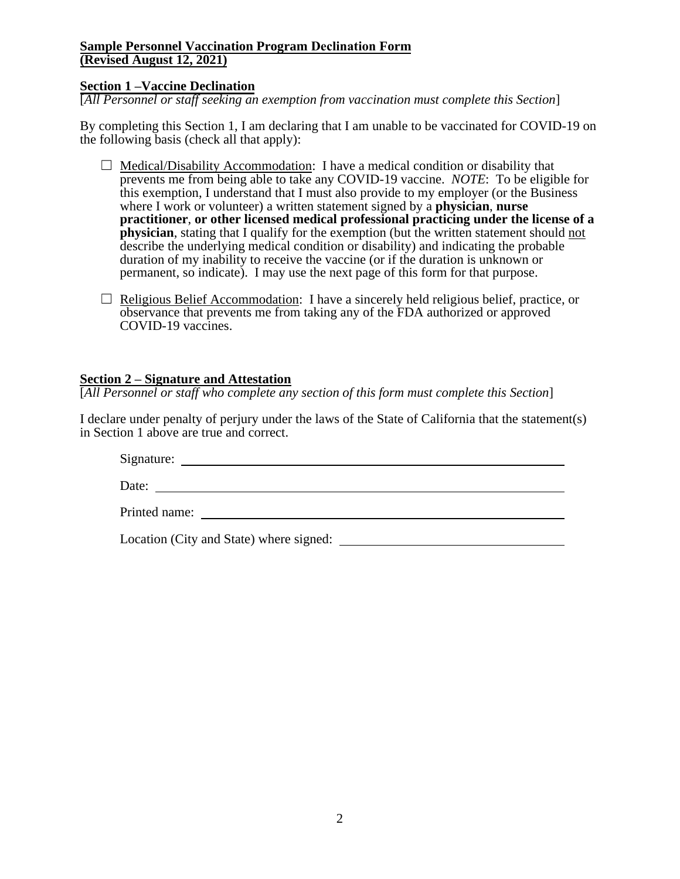**Sample Personnel Vaccination Program Declination Form**
**(Revised August 12, 2021)**

**Section 1 –Vaccine Declination**

[*All Personnel or staff seeking an exemption from vaccination must complete this Section*]

By completing this Section 1, I am declaring that I am unable to be vaccinated for COVID-19 on the following basis (check all that apply):

☐ Medical/Disability Accommodation: I have a medical condition or disability that prevents me from being able to take any COVID-19 vaccine. *NOTE*: To be eligible for this exemption, I understand that I must also provide to my employer (or the Business where I work or volunteer) a written statement signed by a **physician**, **nurse practitioner**, **or other licensed medical professional practicing under the license of a physician**, stating that I qualify for the exemption (but the written statement should not describe the underlying medical condition or disability) and indicating the probable duration of my inability to receive the vaccine (or if the duration is unknown or permanent, so indicate). I may use the next page of this form for that purpose.

☐ Religious Belief Accommodation: I have a sincerely held religious belief, practice, or observance that prevents me from taking any of the FDA authorized or approved COVID-19 vaccines.

**Section 2 – Signature and Attestation**

[*All Personnel or staff who complete any section of this form must complete this Section*]

I declare under penalty of perjury under the laws of the State of California that the statement(s) in Section 1 above are true and correct.

Signature: ______________________________

Date: ______________________________

Printed name: ______________________________

Location (City and State) where signed: ______________________________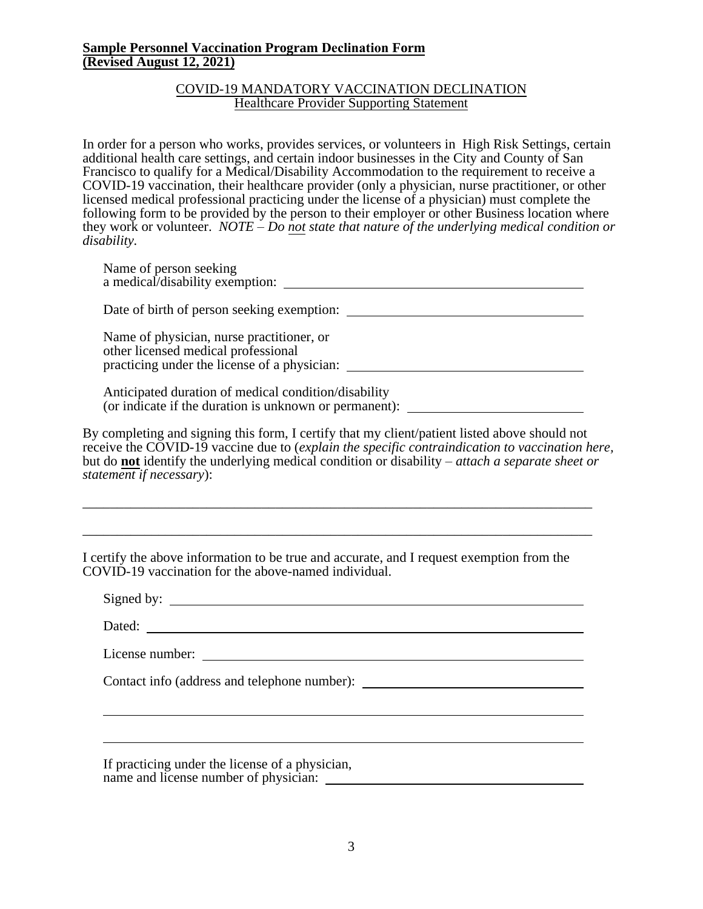**Sample Personnel Vaccination Program Declination Form**
**(Revised August 12, 2021)**

## COVID-19 MANDATORY VACCINATION DECLINATION
### Healthcare Provider Supporting Statement

In order for a person who works, provides services, or volunteers in High Risk Settings, certain additional health care settings, and certain indoor businesses in the City and County of San Francisco to qualify for a Medical/Disability Accommodation to the requirement to receive a COVID-19 vaccination, their healthcare provider (only a physician, nurse practitioner, or other licensed medical professional practicing under the license of a physician) must complete the following form to be provided by the person to their employer or other Business location where they work or volunteer. *NOTE – Do not state that nature of the underlying medical condition or disability.*

Name of person seeking a medical/disability exemption: ______________________________

Date of birth of person seeking exemption: ______________________________

Name of physician, nurse practitioner, or other licensed medical professional practicing under the license of a physician: ______________________________

Anticipated duration of medical condition/disability (or indicate if the duration is unknown or permanent): ______________________________

By completing and signing this form, I certify that my client/patient listed above should not receive the COVID-19 vaccine due to (*explain the specific contraindication to vaccination here,* but do **not** identify the underlying medical condition or disability – *attach a separate sheet or statement if necessary*):

______________________________________________________________________

______________________________________________________________________

I certify the above information to be true and accurate, and I request exemption from the COVID-19 vaccination for the above-named individual.

Signed by: ______________________________

Dated: ______________________________

License number: ______________________________

Contact info (address and telephone number): ______________________________

______________________________________________________________________

______________________________________________________________________

If practicing under the license of a physician, name and license number of physician: ______________________________